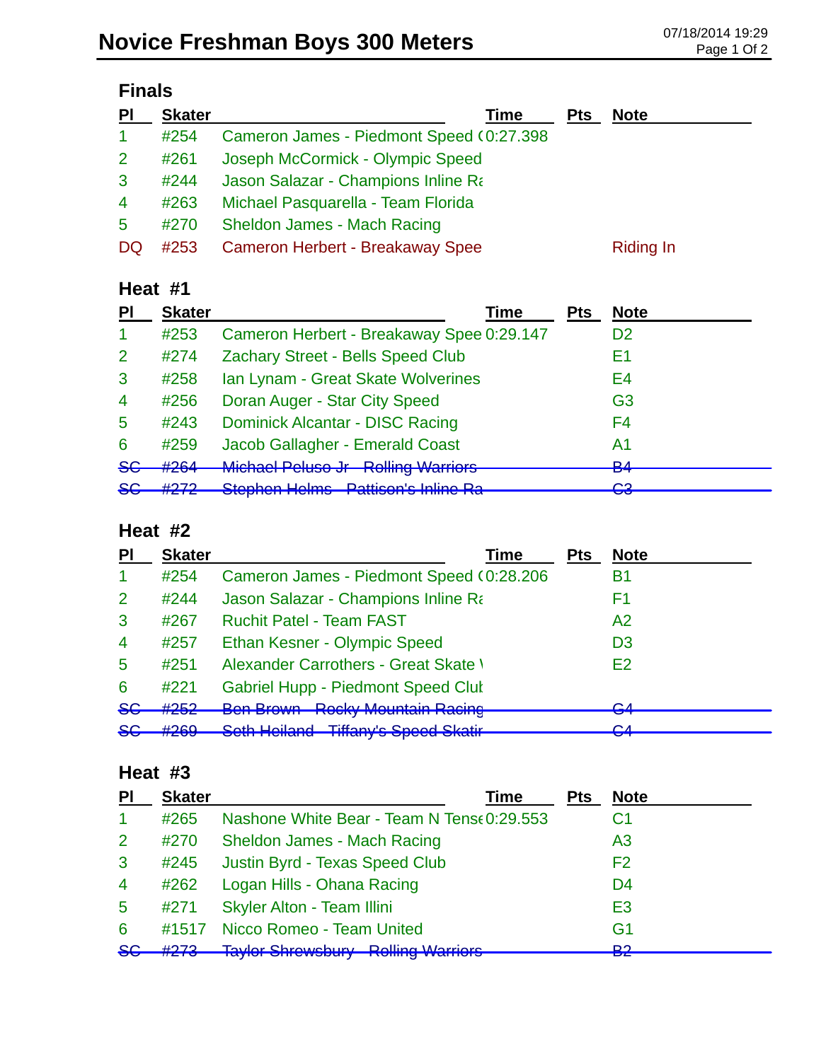# Novice Freshman Boys 300 Meters

07/18/2014 19:29

## Finals

| Pl | Skater | | Time | Pts | Note |
|---|---|---|---|---|---|
| 1 | #254 | Cameron James - Piedmont Speed ( | 0:27.398 | | |
| 2 | #261 | Joseph McCormick - Olympic Speed | | | |
| 3 | #244 | Jason Salazar - Champions Inline Ra | | | |
| 4 | #263 | Michael Pasquarella - Team Florida | | | |
| 5 | #270 | Sheldon James - Mach Racing | | | |
| DQ | #253 | Cameron Herbert - Breakaway Spee | | | Riding In |

## Heat #1

| Pl | Skater | | Time | Pts | Note |
|---|---|---|---|---|---|
| 1 | #253 | Cameron Herbert - Breakaway Spee | 0:29.147 | | D2 |
| 2 | #274 | Zachary Street - Bells Speed Club | | | E1 |
| 3 | #258 | Ian Lynam - Great Skate Wolverines | | | E4 |
| 4 | #256 | Doran Auger - Star City Speed | | | G3 |
| 5 | #243 | Dominick Alcantar - DISC Racing | | | F4 |
| 6 | #259 | Jacob Gallagher - Emerald Coast | | | A1 |
| ~~SC~~ | ~~#264~~ | ~~Michael Peluso Jr - Rolling Warriors~~ | | | ~~B4~~ |
| ~~SC~~ | ~~#272~~ | ~~Stephen Helms - Pattison's Inline Ra~~ | | | ~~C3~~ |

## Heat #2

| Pl | Skater | | Time | Pts | Note |
|---|---|---|---|---|---|
| 1 | #254 | Cameron James - Piedmont Speed ( | 0:28.206 | | B1 |
| 2 | #244 | Jason Salazar - Champions Inline Ra | | | F1 |
| 3 | #267 | Ruchit Patel - Team FAST | | | A2 |
| 4 | #257 | Ethan Kesner - Olympic Speed | | | D3 |
| 5 | #251 | Alexander Carrothers - Great Skate \ | | | E2 |
| 6 | #221 | Gabriel Hupp - Piedmont Speed Clul | | | |
| ~~SC~~ | ~~#252~~ | ~~Ben Brown - Rocky Mountain Racing~~ | | | ~~G4~~ |
| ~~SC~~ | ~~#269~~ | ~~Seth Heiland - Tiffany's Speed Skatir~~ | | | ~~C4~~ |

## Heat #3

| Pl | Skater | | Time | Pts | Note |
|---|---|---|---|---|---|
| 1 | #265 | Nashone White Bear - Team N Tense | 0:29.553 | | C1 |
| 2 | #270 | Sheldon James - Mach Racing | | | A3 |
| 3 | #245 | Justin Byrd - Texas Speed Club | | | F2 |
| 4 | #262 | Logan Hills - Ohana Racing | | | D4 |
| 5 | #271 | Skyler Alton - Team Illini | | | E3 |
| 6 | #1517 | Nicco Romeo - Team United | | | G1 |
| ~~SC~~ | ~~#273~~ | ~~Taylor Shrewsbury - Rolling Warriors~~ | | | ~~B2~~ |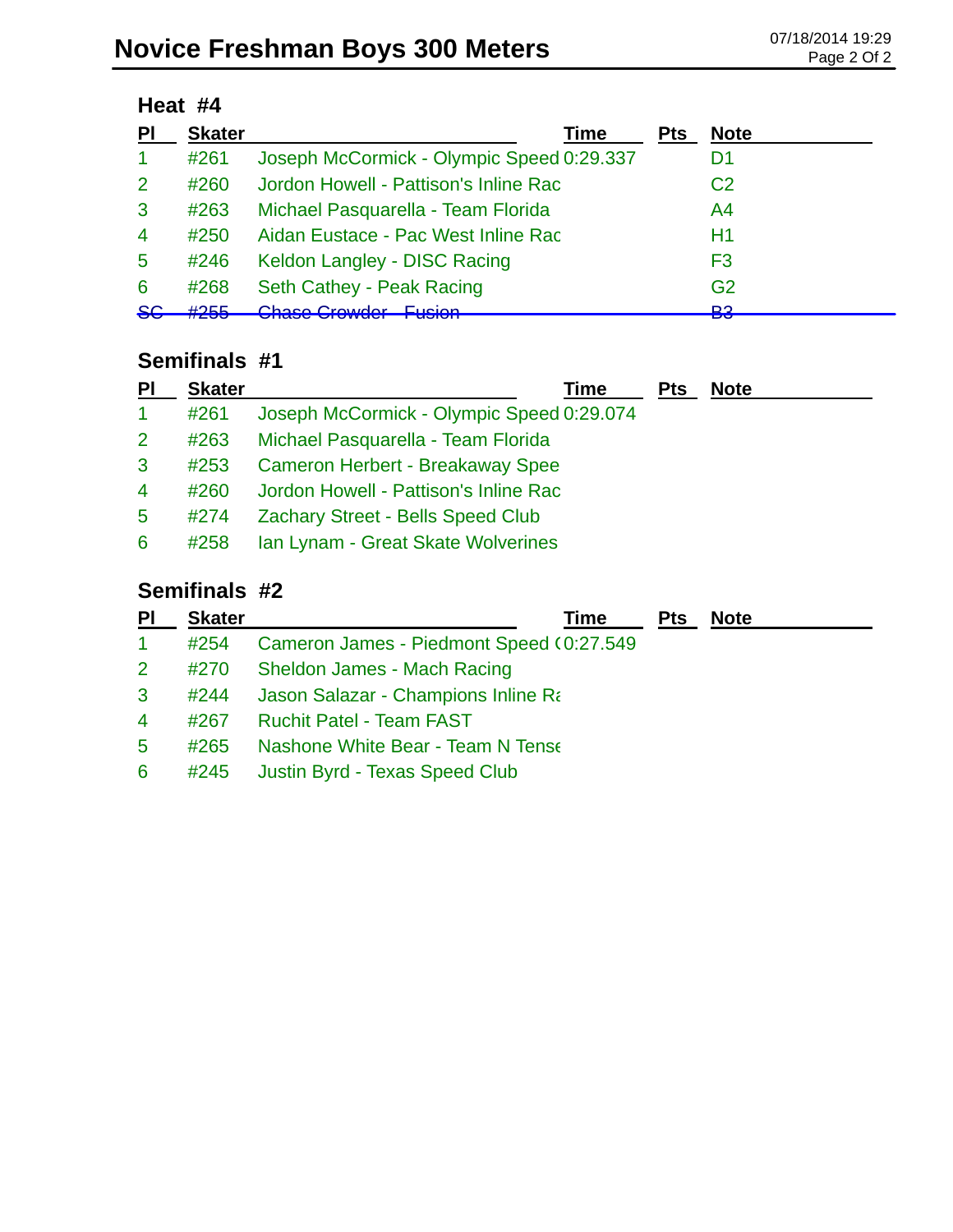# Novice Freshman Boys 300 Meters

07/18/2014 19:29

## Heat #4

| Pl | Skater | | Time | Pts | Note |
|---|---|---|---|---|---|
| 1 | #261 | Joseph McCormick - Olympic Speed | 0:29.337 | | D1 |
| 2 | #260 | Jordon Howell - Pattison's Inline Rac | | | C2 |
| 3 | #263 | Michael Pasquarella - Team Florida | | | A4 |
| 4 | #250 | Aidan Eustace - Pac West Inline Rac | | | H1 |
| 5 | #246 | Keldon Langley - DISC Racing | | | F3 |
| 6 | #268 | Seth Cathey - Peak Racing | | | G2 |
| ~~SC~~ | ~~#255~~ | ~~Chase Crowder - Fusion~~ | | | ~~B3~~ |

## Semifinals #1

| Pl | Skater | | Time | Pts | Note |
|---|---|---|---|---|---|
| 1 | #261 | Joseph McCormick - Olympic Speed | 0:29.074 | | |
| 2 | #263 | Michael Pasquarella - Team Florida | | | |
| 3 | #253 | Cameron Herbert - Breakaway Spee | | | |
| 4 | #260 | Jordon Howell - Pattison's Inline Rac | | | |
| 5 | #274 | Zachary Street - Bells Speed Club | | | |
| 6 | #258 | Ian Lynam - Great Skate Wolverines | | | |

## Semifinals #2

| Pl | Skater | | Time | Pts | Note |
|---|---|---|---|---|---|
| 1 | #254 | Cameron James - Piedmont Speed ( | 0:27.549 | | |
| 2 | #270 | Sheldon James - Mach Racing | | | |
| 3 | #244 | Jason Salazar - Champions Inline Ra | | | |
| 4 | #267 | Ruchit Patel - Team FAST | | | |
| 5 | #265 | Nashone White Bear - Team N Tense | | | |
| 6 | #245 | Justin Byrd - Texas Speed Club | | | |